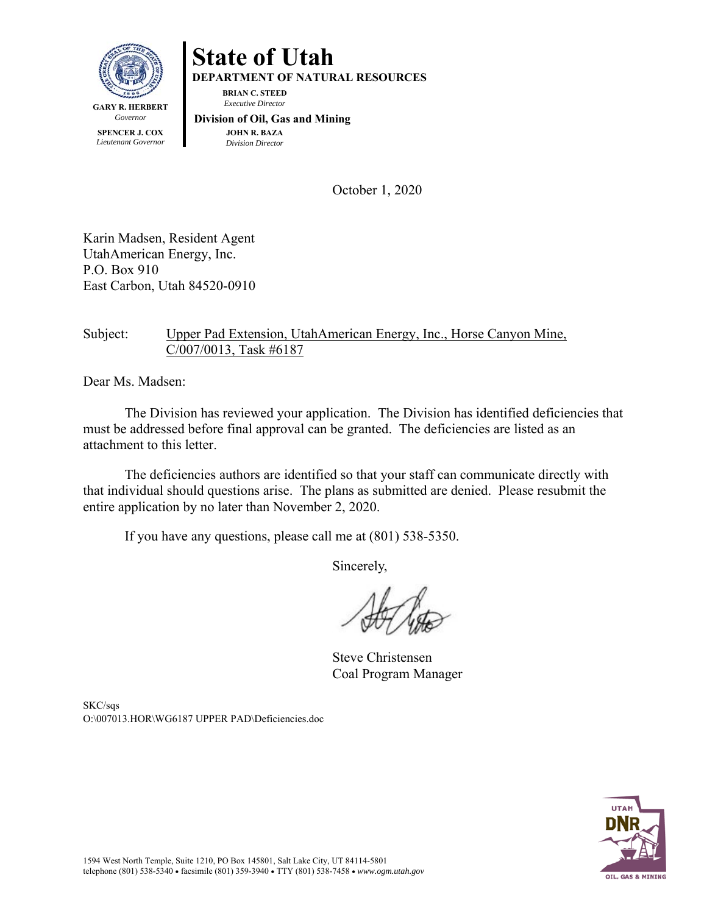GARY R. HERBERT
*Governor*

SPENCER J. COX
*Lieutenant Governor*

# State of Utah

**DEPARTMENT OF NATURAL RESOURCES**

**BRIAN C. STEED**
*Executive Director*

**Division of Oil, Gas and Mining**

**JOHN R. BAZA**
*Division Director*

October 1, 2020

Karin Madsen, Resident Agent
UtahAmerican Energy, Inc.
P.O. Box 910
East Carbon, Utah 84520-0910

Subject: Upper Pad Extension, UtahAmerican Energy, Inc., Horse Canyon Mine, C/007/0013, Task #6187

Dear Ms. Madsen:

The Division has reviewed your application. The Division has identified deficiencies that must be addressed before final approval can be granted. The deficiencies are listed as an attachment to this letter.

The deficiencies authors are identified so that your staff can communicate directly with that individual should questions arise. The plans as submitted are denied. Please resubmit the entire application by no later than November 2, 2020.

If you have any questions, please call me at (801) 538-5350.

Sincerely,

Steve Christensen
Coal Program Manager

SKC/sqs
O:\007013.HOR\WG6187 UPPER PAD\Deficiencies.doc

1594 West North Temple, Suite 1210, PO Box 145801, Salt Lake City, UT 84114-5801
telephone (801) 538-5340 • facsimile (801) 359-3940 • TTY (801) 538-7458 • *www.ogm.utah.gov*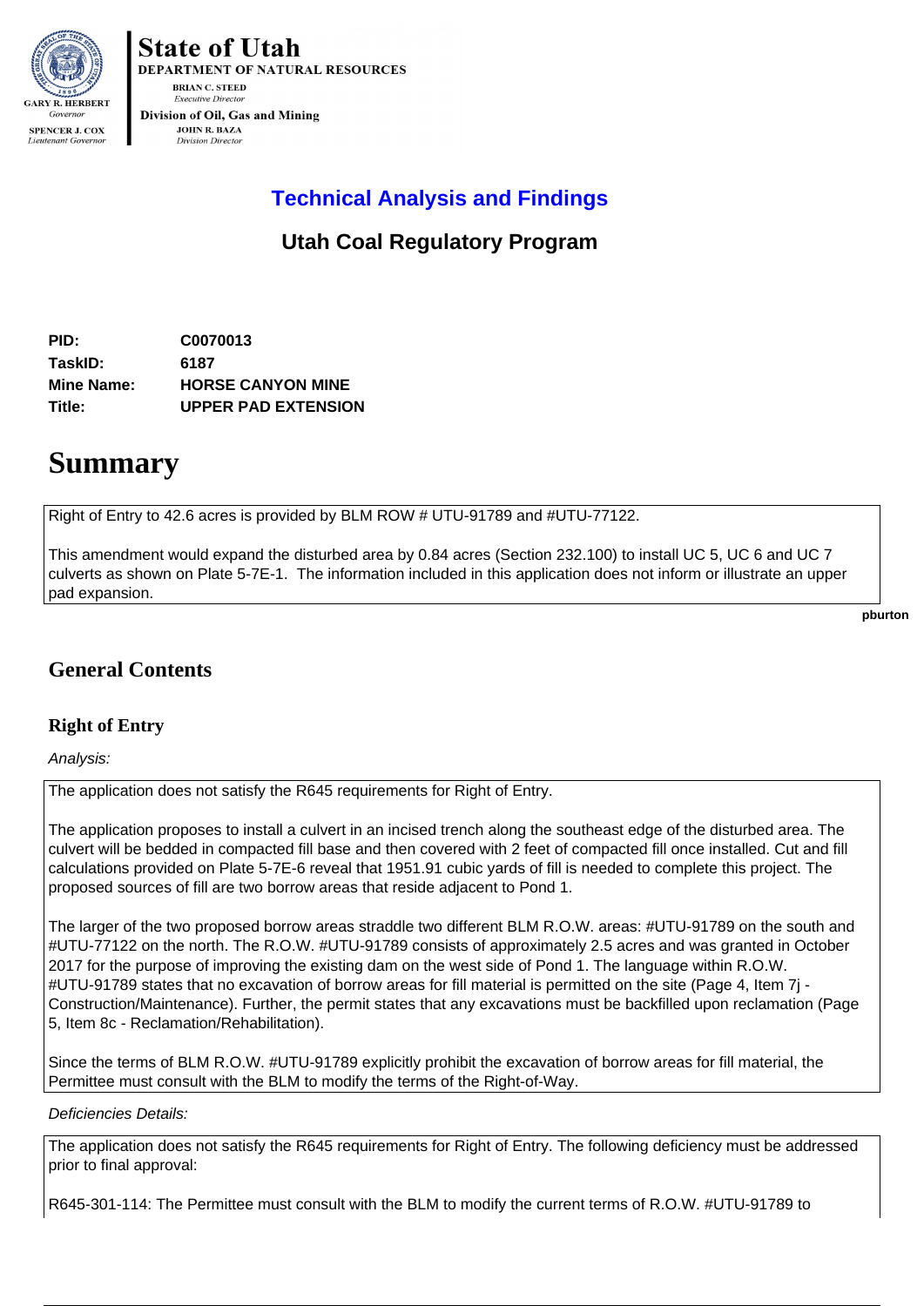State of Utah
DEPARTMENT OF NATURAL RESOURCES
BRIAN C. STEED
*Executive Director*
Division of Oil, Gas and Mining
JOHN R. BAZA
*Division Director*

GARY R. HERBERT
*Governor*
SPENCER J. COX
*Lieutenant Governor*

## Technical Analysis and Findings

### Utah Coal Regulatory Program

**PID:** C0070013
**TaskID:** 6187
**Mine Name:** HORSE CANYON MINE
**Title:** UPPER PAD EXTENSION

# Summary

Right of Entry to 42.6 acres is provided by BLM ROW # UTU-91789 and #UTU-77122.

This amendment would expand the disturbed area by 0.84 acres (Section 232.100) to install UC 5, UC 6 and UC 7 culverts as shown on Plate 5-7E-1. The information included in this application does not inform or illustrate an upper pad expansion.

pburton

## General Contents

### Right of Entry

*Analysis:*

The application does not satisfy the R645 requirements for Right of Entry.

The application proposes to install a culvert in an incised trench along the southeast edge of the disturbed area. The culvert will be bedded in compacted fill base and then covered with 2 feet of compacted fill once installed. Cut and fill calculations provided on Plate 5-7E-6 reveal that 1951.91 cubic yards of fill is needed to complete this project. The proposed sources of fill are two borrow areas that reside adjacent to Pond 1.

The larger of the two proposed borrow areas straddle two different BLM R.O.W. areas: #UTU-91789 on the south and #UTU-77122 on the north. The R.O.W. #UTU-91789 consists of approximately 2.5 acres and was granted in October 2017 for the purpose of improving the existing dam on the west side of Pond 1. The language within R.O.W. #UTU-91789 states that no excavation of borrow areas for fill material is permitted on the site (Page 4, Item 7j - Construction/Maintenance). Further, the permit states that any excavations must be backfilled upon reclamation (Page 5, Item 8c - Reclamation/Rehabilitation).

Since the terms of BLM R.O.W. #UTU-91789 explicitly prohibit the excavation of borrow areas for fill material, the Permittee must consult with the BLM to modify the terms of the Right-of-Way.

*Deficiencies Details:*

The application does not satisfy the R645 requirements for Right of Entry. The following deficiency must be addressed prior to final approval:

R645-301-114: The Permittee must consult with the BLM to modify the current terms of R.O.W. #UTU-91789 to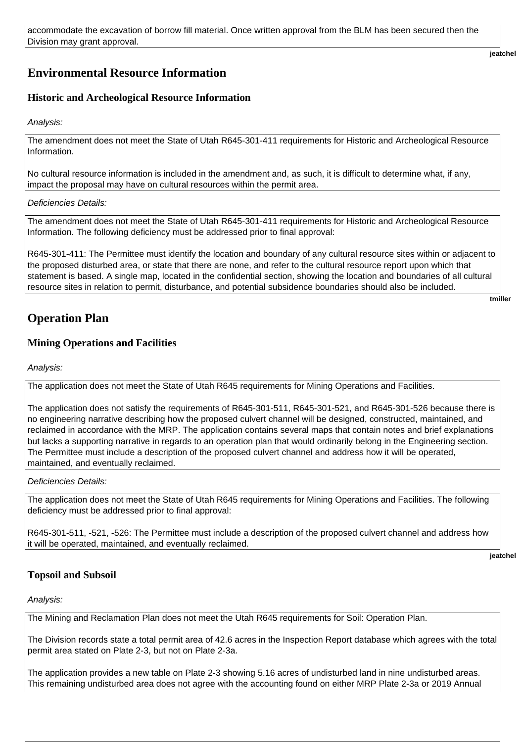accommodate the excavation of borrow fill material. Once written approval from the BLM has been secured then the Division may grant approval.

**jeatchel**

## Environmental Resource Information

### Historic and Archeological Resource Information

*Analysis:*

The amendment does not meet the State of Utah R645-301-411 requirements for Historic and Archeological Resource Information.

No cultural resource information is included in the amendment and, as such, it is difficult to determine what, if any, impact the proposal may have on cultural resources within the permit area.

*Deficiencies Details:*

The amendment does not meet the State of Utah R645-301-411 requirements for Historic and Archeological Resource Information. The following deficiency must be addressed prior to final approval:

R645-301-411: The Permittee must identify the location and boundary of any cultural resource sites within or adjacent to the proposed disturbed area, or state that there are none, and refer to the cultural resource report upon which that statement is based. A single map, located in the confidential section, showing the location and boundaries of all cultural resource sites in relation to permit, disturbance, and potential subsidence boundaries should also be included.

**tmiller**

## Operation Plan

### Mining Operations and Facilities

*Analysis:*

The application does not meet the State of Utah R645 requirements for Mining Operations and Facilities.

The application does not satisfy the requirements of R645-301-511, R645-301-521, and R645-301-526 because there is no engineering narrative describing how the proposed culvert channel will be designed, constructed, maintained, and reclaimed in accordance with the MRP. The application contains several maps that contain notes and brief explanations but lacks a supporting narrative in regards to an operation plan that would ordinarily belong in the Engineering section. The Permittee must include a description of the proposed culvert channel and address how it will be operated, maintained, and eventually reclaimed.

*Deficiencies Details:*

The application does not meet the State of Utah R645 requirements for Mining Operations and Facilities. The following deficiency must be addressed prior to final approval:

R645-301-511, -521, -526: The Permittee must include a description of the proposed culvert channel and address how it will be operated, maintained, and eventually reclaimed.

**jeatchel**

### Topsoil and Subsoil

*Analysis:*

The Mining and Reclamation Plan does not meet the Utah R645 requirements for Soil: Operation Plan.

The Division records state a total permit area of 42.6 acres in the Inspection Report database which agrees with the total permit area stated on Plate 2-3, but not on Plate 2-3a.

The application provides a new table on Plate 2-3 showing 5.16 acres of undisturbed land in nine undisturbed areas. This remaining undisturbed area does not agree with the accounting found on either MRP Plate 2-3a or 2019 Annual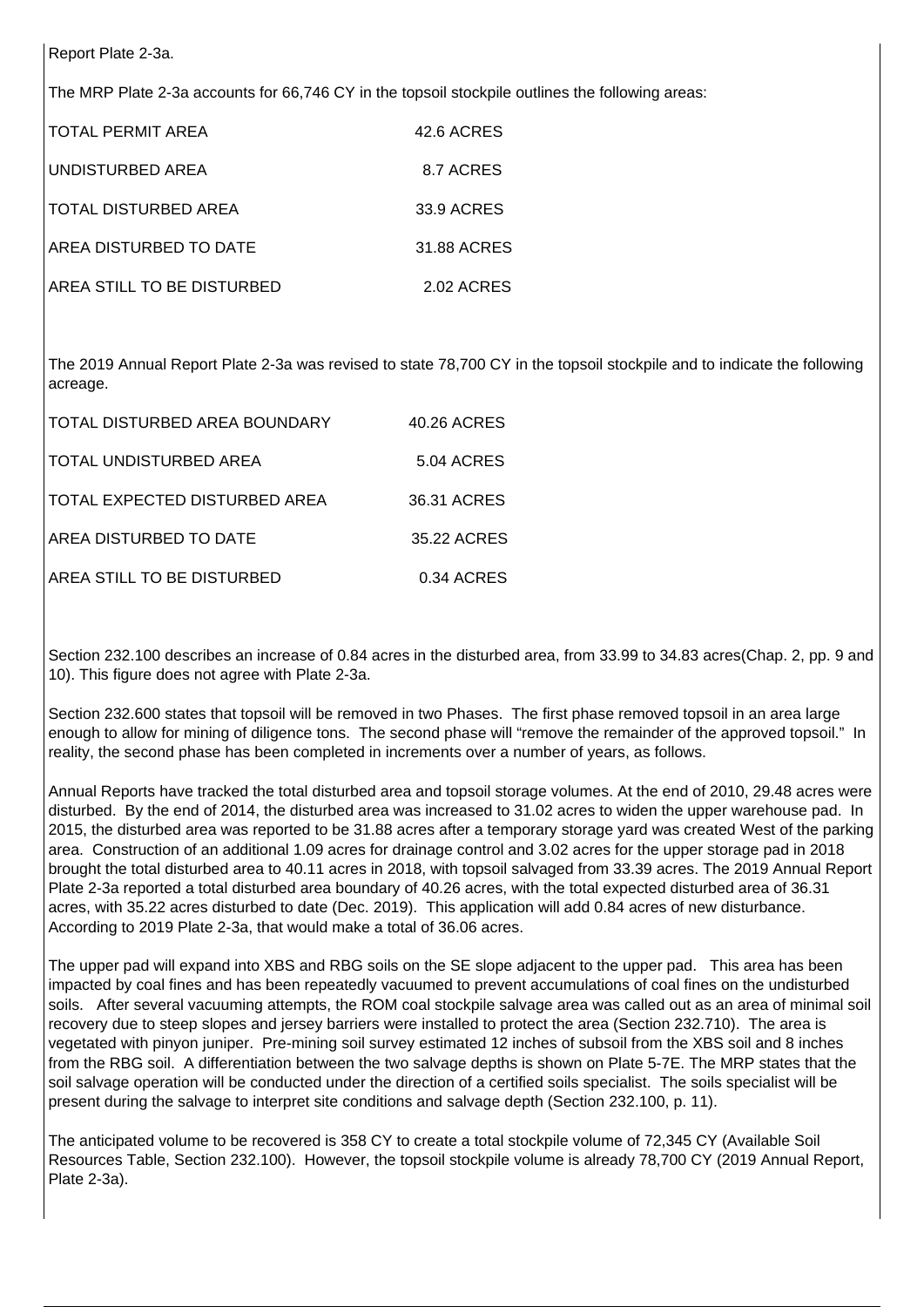Report Plate 2-3a.

The MRP Plate 2-3a accounts for 66,746 CY in the topsoil stockpile outlines the following areas:

| | |
|---|---|
| TOTAL PERMIT AREA | 42.6 ACRES |
| UNDISTURBED AREA | 8.7 ACRES |
| TOTAL DISTURBED AREA | 33.9 ACRES |
| AREA DISTURBED TO DATE | 31.88 ACRES |
| AREA STILL TO BE DISTURBED | 2.02 ACRES |

The 2019 Annual Report Plate 2-3a was revised to state 78,700 CY in the topsoil stockpile and to indicate the following acreage.

| | |
|---|---|
| TOTAL DISTURBED AREA BOUNDARY | 40.26 ACRES |
| TOTAL UNDISTURBED AREA | 5.04 ACRES |
| TOTAL EXPECTED DISTURBED AREA | 36.31 ACRES |
| AREA DISTURBED TO DATE | 35.22 ACRES |
| AREA STILL TO BE DISTURBED | 0.34 ACRES |

Section 232.100 describes an increase of 0.84 acres in the disturbed area, from 33.99 to 34.83 acres(Chap. 2, pp. 9 and 10). This figure does not agree with Plate 2-3a.

Section 232.600 states that topsoil will be removed in two Phases. The first phase removed topsoil in an area large enough to allow for mining of diligence tons. The second phase will "remove the remainder of the approved topsoil." In reality, the second phase has been completed in increments over a number of years, as follows.

Annual Reports have tracked the total disturbed area and topsoil storage volumes. At the end of 2010, 29.48 acres were disturbed. By the end of 2014, the disturbed area was increased to 31.02 acres to widen the upper warehouse pad. In 2015, the disturbed area was reported to be 31.88 acres after a temporary storage yard was created West of the parking area. Construction of an additional 1.09 acres for drainage control and 3.02 acres for the upper storage pad in 2018 brought the total disturbed area to 40.11 acres in 2018, with topsoil salvaged from 33.39 acres. The 2019 Annual Report Plate 2-3a reported a total disturbed area boundary of 40.26 acres, with the total expected disturbed area of 36.31 acres, with 35.22 acres disturbed to date (Dec. 2019). This application will add 0.84 acres of new disturbance. According to 2019 Plate 2-3a, that would make a total of 36.06 acres.

The upper pad will expand into XBS and RBG soils on the SE slope adjacent to the upper pad. This area has been impacted by coal fines and has been repeatedly vacuumed to prevent accumulations of coal fines on the undisturbed soils. After several vacuuming attempts, the ROM coal stockpile salvage area was called out as an area of minimal soil recovery due to steep slopes and jersey barriers were installed to protect the area (Section 232.710). The area is vegetated with pinyon juniper. Pre-mining soil survey estimated 12 inches of subsoil from the XBS soil and 8 inches from the RBG soil. A differentiation between the two salvage depths is shown on Plate 5-7E. The MRP states that the soil salvage operation will be conducted under the direction of a certified soils specialist. The soils specialist will be present during the salvage to interpret site conditions and salvage depth (Section 232.100, p. 11).

The anticipated volume to be recovered is 358 CY to create a total stockpile volume of 72,345 CY (Available Soil Resources Table, Section 232.100). However, the topsoil stockpile volume is already 78,700 CY (2019 Annual Report, Plate 2-3a).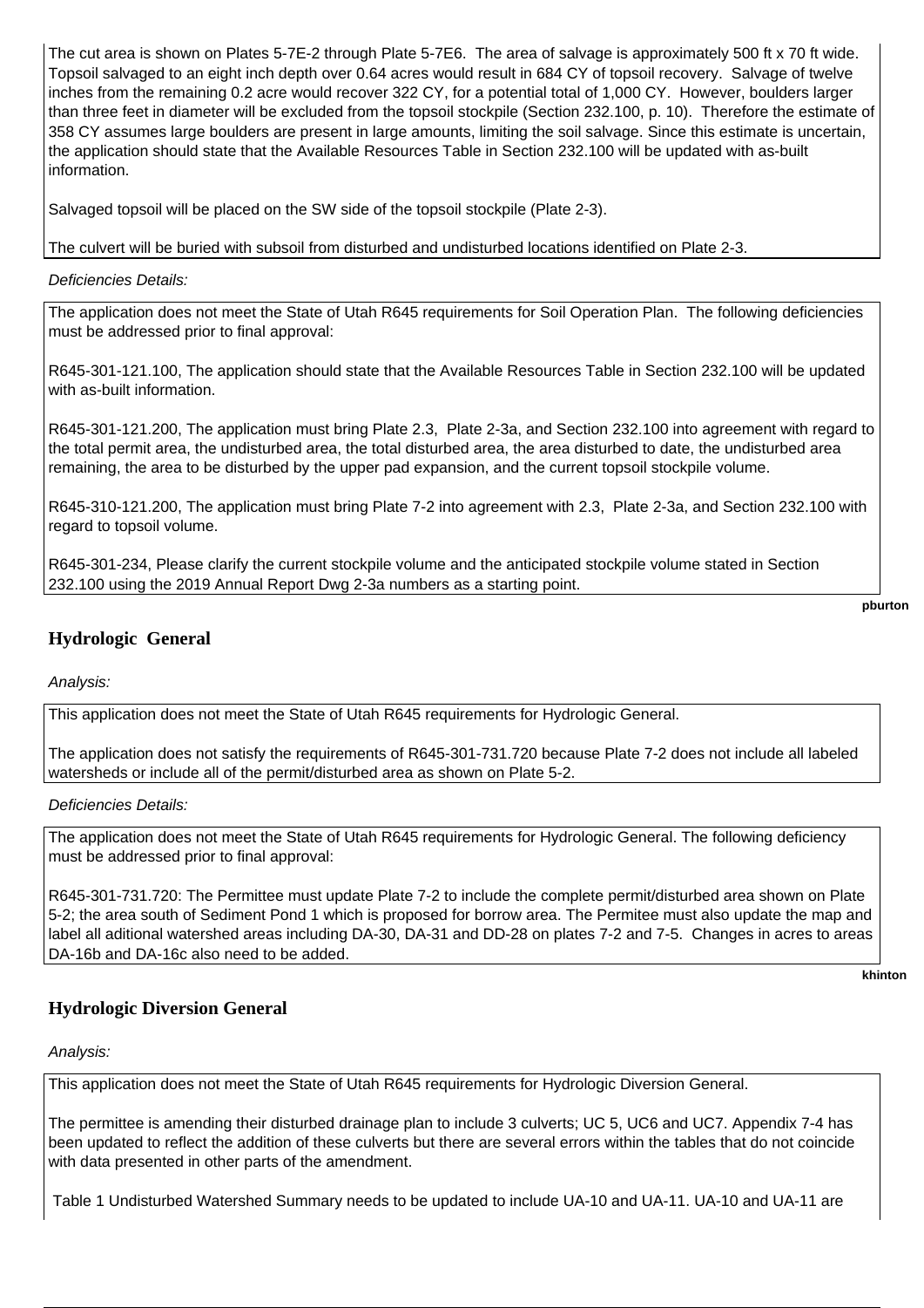The cut area is shown on Plates 5-7E-2 through Plate 5-7E6. The area of salvage is approximately 500 ft x 70 ft wide. Topsoil salvaged to an eight inch depth over 0.64 acres would result in 684 CY of topsoil recovery. Salvage of twelve inches from the remaining 0.2 acre would recover 322 CY, for a potential total of 1,000 CY. However, boulders larger than three feet in diameter will be excluded from the topsoil stockpile (Section 232.100, p. 10). Therefore the estimate of 358 CY assumes large boulders are present in large amounts, limiting the soil salvage. Since this estimate is uncertain, the application should state that the Available Resources Table in Section 232.100 will be updated with as-built information.

Salvaged topsoil will be placed on the SW side of the topsoil stockpile (Plate 2-3).

The culvert will be buried with subsoil from disturbed and undisturbed locations identified on Plate 2-3.

*Deficiencies Details:*

The application does not meet the State of Utah R645 requirements for Soil Operation Plan. The following deficiencies must be addressed prior to final approval:

R645-301-121.100, The application should state that the Available Resources Table in Section 232.100 will be updated with as-built information.

R645-301-121.200, The application must bring Plate 2.3, Plate 2-3a, and Section 232.100 into agreement with regard to the total permit area, the undisturbed area, the total disturbed area, the area disturbed to date, the undisturbed area remaining, the area to be disturbed by the upper pad expansion, and the current topsoil stockpile volume.

R645-310-121.200, The application must bring Plate 7-2 into agreement with 2.3, Plate 2-3a, and Section 232.100 with regard to topsoil volume.

R645-301-234, Please clarify the current stockpile volume and the anticipated stockpile volume stated in Section 232.100 using the 2019 Annual Report Dwg 2-3a numbers as a starting point.

**pburton**

## Hydrologic General

*Analysis:*

This application does not meet the State of Utah R645 requirements for Hydrologic General.

The application does not satisfy the requirements of R645-301-731.720 because Plate 7-2 does not include all labeled watersheds or include all of the permit/disturbed area as shown on Plate 5-2.

*Deficiencies Details:*

The application does not meet the State of Utah R645 requirements for Hydrologic General. The following deficiency must be addressed prior to final approval:

R645-301-731.720: The Permittee must update Plate 7-2 to include the complete permit/disturbed area shown on Plate 5-2; the area south of Sediment Pond 1 which is proposed for borrow area. The Permitee must also update the map and label all aditional watershed areas including DA-30, DA-31 and DD-28 on plates 7-2 and 7-5. Changes in acres to areas DA-16b and DA-16c also need to be added.

**khinton**

## Hydrologic Diversion General

*Analysis:*

This application does not meet the State of Utah R645 requirements for Hydrologic Diversion General.

The permittee is amending their disturbed drainage plan to include 3 culverts; UC 5, UC6 and UC7. Appendix 7-4 has been updated to reflect the addition of these culverts but there are several errors within the tables that do not coincide with data presented in other parts of the amendment.

Table 1 Undisturbed Watershed Summary needs to be updated to include UA-10 and UA-11. UA-10 and UA-11 are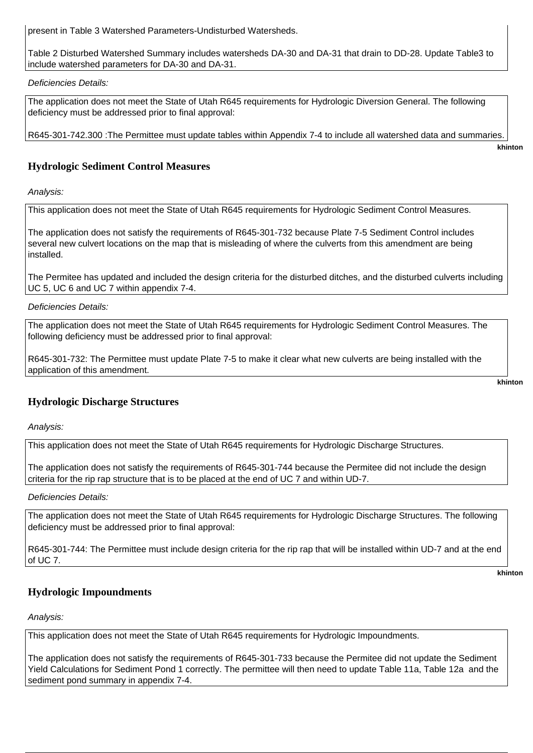present in Table 3 Watershed Parameters-Undisturbed Watersheds.

Table 2 Disturbed Watershed Summary includes watersheds DA-30 and DA-31 that drain to DD-28. Update Table3 to include watershed parameters for DA-30 and DA-31.

*Deficiencies Details:*

The application does not meet the State of Utah R645 requirements for Hydrologic Diversion General. The following deficiency must be addressed prior to final approval:

R645-301-742.300 :The Permittee must update tables within Appendix 7-4 to include all watershed data and summaries.

**khinton**

## Hydrologic Sediment Control Measures

*Analysis:*

This application does not meet the State of Utah R645 requirements for Hydrologic Sediment Control Measures.

The application does not satisfy the requirements of R645-301-732 because Plate 7-5 Sediment Control includes several new culvert locations on the map that is misleading of where the culverts from this amendment are being installed.

The Permitee has updated and included the design criteria for the disturbed ditches, and the disturbed culverts including UC 5, UC 6 and UC 7 within appendix 7-4.

*Deficiencies Details:*

The application does not meet the State of Utah R645 requirements for Hydrologic Sediment Control Measures. The following deficiency must be addressed prior to final approval:

R645-301-732: The Permittee must update Plate 7-5 to make it clear what new culverts are being installed with the application of this amendment.

**khinton**

## Hydrologic Discharge Structures

*Analysis:*

This application does not meet the State of Utah R645 requirements for Hydrologic Discharge Structures.

The application does not satisfy the requirements of R645-301-744 because the Permitee did not include the design criteria for the rip rap structure that is to be placed at the end of UC 7 and within UD-7.

*Deficiencies Details:*

The application does not meet the State of Utah R645 requirements for Hydrologic Discharge Structures. The following deficiency must be addressed prior to final approval:

R645-301-744: The Permittee must include design criteria for the rip rap that will be installed within UD-7 and at the end of UC 7.

**khinton**

## Hydrologic Impoundments

*Analysis:*

This application does not meet the State of Utah R645 requirements for Hydrologic Impoundments.

The application does not satisfy the requirements of R645-301-733 because the Permitee did not update the Sediment Yield Calculations for Sediment Pond 1 correctly. The permittee will then need to update Table 11a, Table 12a and the sediment pond summary in appendix 7-4.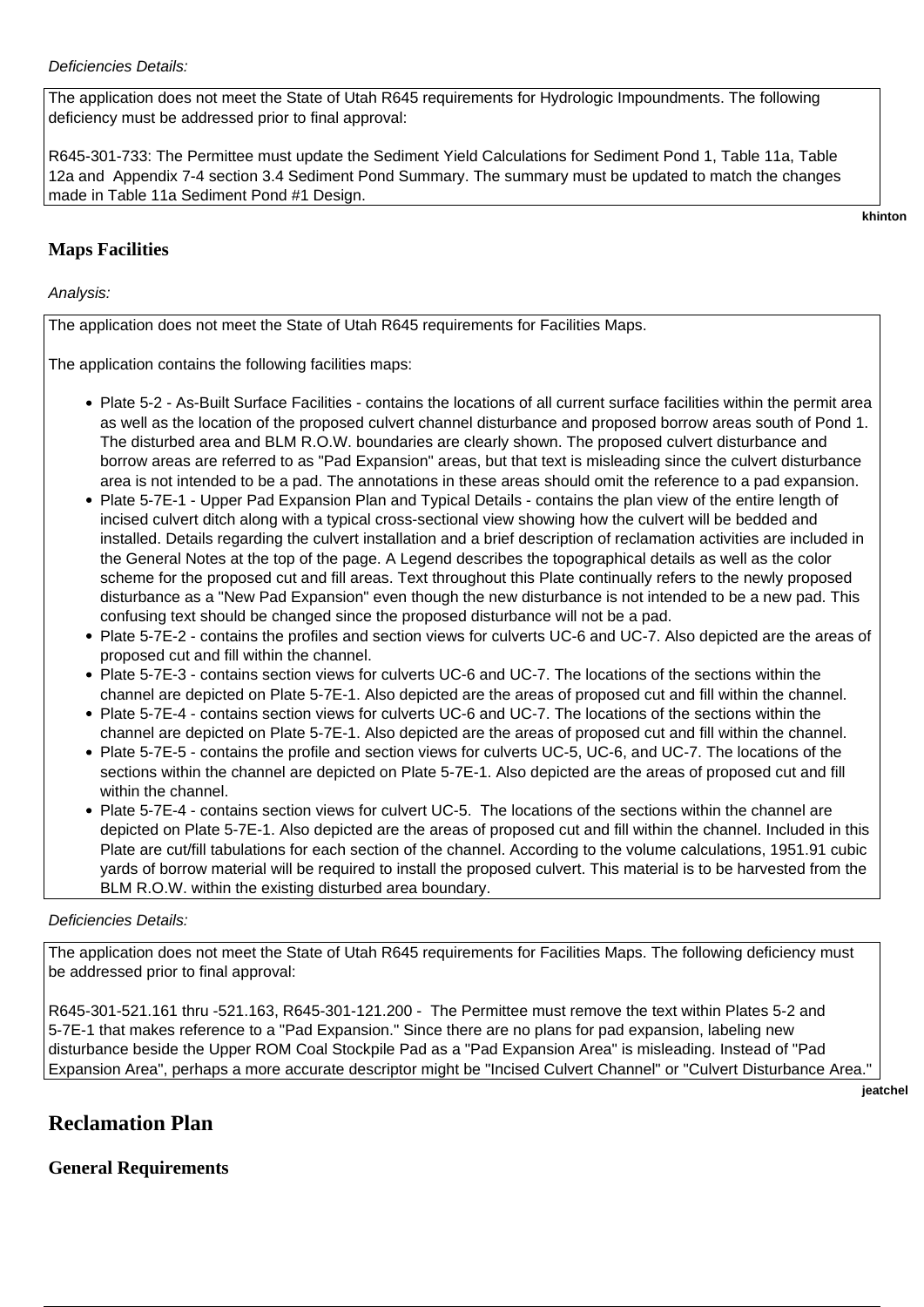*Deficiencies Details:*

The application does not meet the State of Utah R645 requirements for Hydrologic Impoundments. The following deficiency must be addressed prior to final approval:

R645-301-733: The Permittee must update the Sediment Yield Calculations for Sediment Pond 1, Table 11a, Table 12a and Appendix 7-4 section 3.4 Sediment Pond Summary. The summary must be updated to match the changes made in Table 11a Sediment Pond #1 Design.

**khinton**

### Maps Facilities

*Analysis:*

The application does not meet the State of Utah R645 requirements for Facilities Maps.

The application contains the following facilities maps:

- Plate 5-2 - As-Built Surface Facilities - contains the locations of all current surface facilities within the permit area as well as the location of the proposed culvert channel disturbance and proposed borrow areas south of Pond 1. The disturbed area and BLM R.O.W. boundaries are clearly shown. The proposed culvert disturbance and borrow areas are referred to as "Pad Expansion" areas, but that text is misleading since the culvert disturbance area is not intended to be a pad. The annotations in these areas should omit the reference to a pad expansion.
- Plate 5-7E-1 - Upper Pad Expansion Plan and Typical Details - contains the plan view of the entire length of incised culvert ditch along with a typical cross-sectional view showing how the culvert will be bedded and installed. Details regarding the culvert installation and a brief description of reclamation activities are included in the General Notes at the top of the page. A Legend describes the topographical details as well as the color scheme for the proposed cut and fill areas. Text throughout this Plate continually refers to the newly proposed disturbance as a "New Pad Expansion" even though the new disturbance is not intended to be a new pad. This confusing text should be changed since the proposed disturbance will not be a pad.
- Plate 5-7E-2 - contains the profiles and section views for culverts UC-6 and UC-7. Also depicted are the areas of proposed cut and fill within the channel.
- Plate 5-7E-3 - contains section views for culverts UC-6 and UC-7. The locations of the sections within the channel are depicted on Plate 5-7E-1. Also depicted are the areas of proposed cut and fill within the channel.
- Plate 5-7E-4 - contains section views for culverts UC-6 and UC-7. The locations of the sections within the channel are depicted on Plate 5-7E-1. Also depicted are the areas of proposed cut and fill within the channel.
- Plate 5-7E-5 - contains the profile and section views for culverts UC-5, UC-6, and UC-7. The locations of the sections within the channel are depicted on Plate 5-7E-1. Also depicted are the areas of proposed cut and fill within the channel.
- Plate 5-7E-4 - contains section views for culvert UC-5. The locations of the sections within the channel are depicted on Plate 5-7E-1. Also depicted are the areas of proposed cut and fill within the channel. Included in this Plate are cut/fill tabulations for each section of the channel. According to the volume calculations, 1951.91 cubic yards of borrow material will be required to install the proposed culvert. This material is to be harvested from the BLM R.O.W. within the existing disturbed area boundary.

*Deficiencies Details:*

The application does not meet the State of Utah R645 requirements for Facilities Maps. The following deficiency must be addressed prior to final approval:

R645-301-521.161 thru -521.163, R645-301-121.200 - The Permittee must remove the text within Plates 5-2 and 5-7E-1 that makes reference to a "Pad Expansion." Since there are no plans for pad expansion, labeling new disturbance beside the Upper ROM Coal Stockpile Pad as a "Pad Expansion Area" is misleading. Instead of "Pad Expansion Area", perhaps a more accurate descriptor might be "Incised Culvert Channel" or "Culvert Disturbance Area."

**jeatchel**

## Reclamation Plan

### General Requirements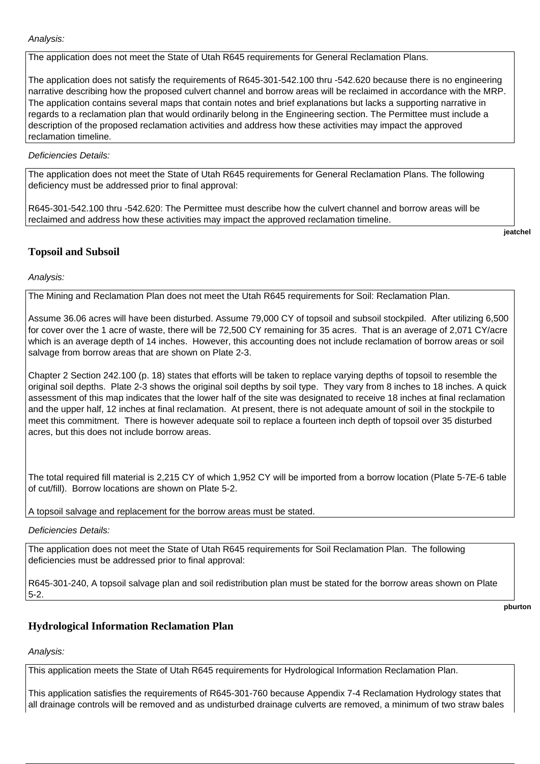*Analysis:*

The application does not meet the State of Utah R645 requirements for General Reclamation Plans.

The application does not satisfy the requirements of R645-301-542.100 thru -542.620 because there is no engineering narrative describing how the proposed culvert channel and borrow areas will be reclaimed in accordance with the MRP. The application contains several maps that contain notes and brief explanations but lacks a supporting narrative in regards to a reclamation plan that would ordinarily belong in the Engineering section. The Permittee must include a description of the proposed reclamation activities and address how these activities may impact the approved reclamation timeline.

*Deficiencies Details:*

The application does not meet the State of Utah R645 requirements for General Reclamation Plans. The following deficiency must be addressed prior to final approval:

R645-301-542.100 thru -542.620: The Permittee must describe how the culvert channel and borrow areas will be reclaimed and address how these activities may impact the approved reclamation timeline.

**jeatchel**

## Topsoil and Subsoil

*Analysis:*

The Mining and Reclamation Plan does not meet the Utah R645 requirements for Soil: Reclamation Plan.

Assume 36.06 acres will have been disturbed. Assume 79,000 CY of topsoil and subsoil stockpiled. After utilizing 6,500 for cover over the 1 acre of waste, there will be 72,500 CY remaining for 35 acres. That is an average of 2,071 CY/acre which is an average depth of 14 inches. However, this accounting does not include reclamation of borrow areas or soil salvage from borrow areas that are shown on Plate 2-3.

Chapter 2 Section 242.100 (p. 18) states that efforts will be taken to replace varying depths of topsoil to resemble the original soil depths. Plate 2-3 shows the original soil depths by soil type. They vary from 8 inches to 18 inches. A quick assessment of this map indicates that the lower half of the site was designated to receive 18 inches at final reclamation and the upper half, 12 inches at final reclamation. At present, there is not adequate amount of soil in the stockpile to meet this commitment. There is however adequate soil to replace a fourteen inch depth of topsoil over 35 disturbed acres, but this does not include borrow areas.

The total required fill material is 2,215 CY of which 1,952 CY will be imported from a borrow location (Plate 5-7E-6 table of cut/fill). Borrow locations are shown on Plate 5-2.

A topsoil salvage and replacement for the borrow areas must be stated.

*Deficiencies Details:*

The application does not meet the State of Utah R645 requirements for Soil Reclamation Plan. The following deficiencies must be addressed prior to final approval:

R645-301-240, A topsoil salvage plan and soil redistribution plan must be stated for the borrow areas shown on Plate 5-2.

**pburton**

## Hydrological Information Reclamation Plan

*Analysis:*

This application meets the State of Utah R645 requirements for Hydrological Information Reclamation Plan.

This application satisfies the requirements of R645-301-760 because Appendix 7-4 Reclamation Hydrology states that all drainage controls will be removed and as undisturbed drainage culverts are removed, a minimum of two straw bales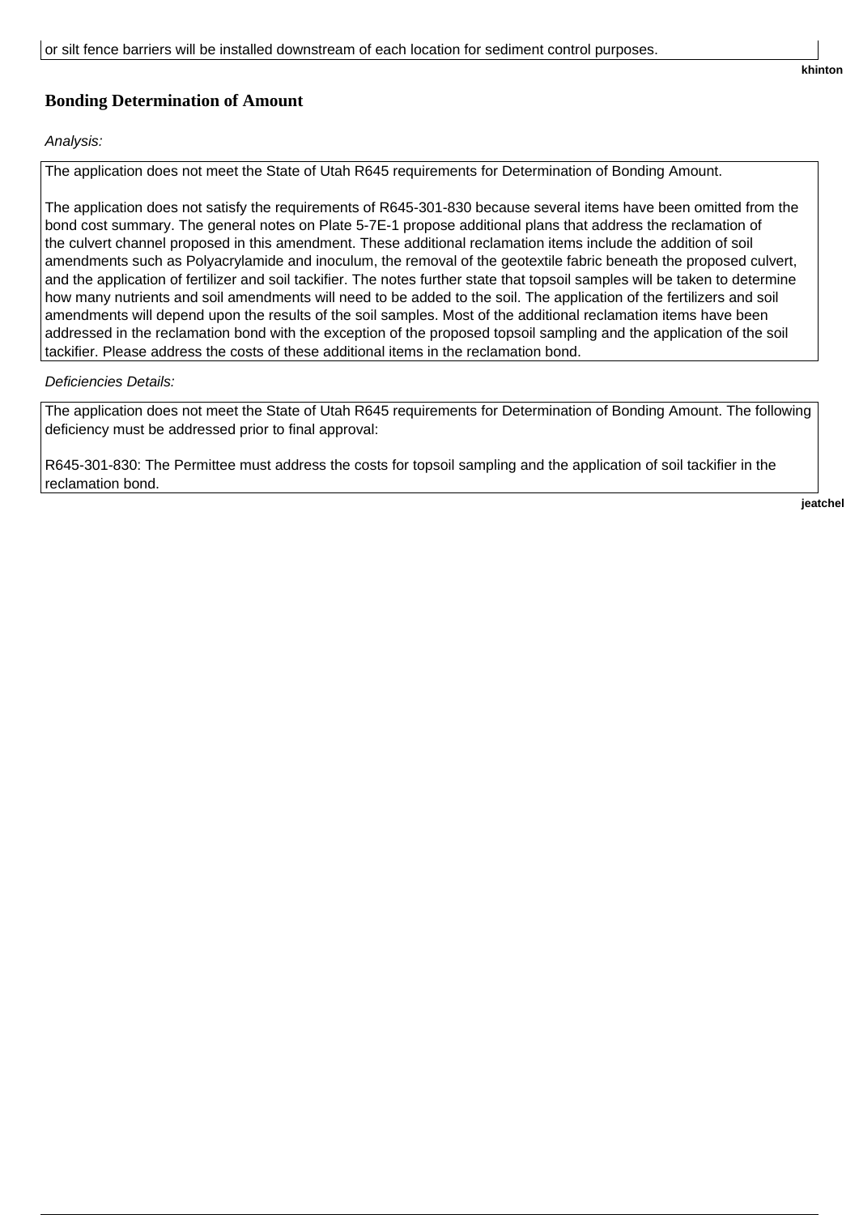or silt fence barriers will be installed downstream of each location for sediment control purposes.

**khinton**

## Bonding Determination of Amount

*Analysis:*

The application does not meet the State of Utah R645 requirements for Determination of Bonding Amount.

The application does not satisfy the requirements of R645-301-830 because several items have been omitted from the bond cost summary. The general notes on Plate 5-7E-1 propose additional plans that address the reclamation of the culvert channel proposed in this amendment. These additional reclamation items include the addition of soil amendments such as Polyacrylamide and inoculum, the removal of the geotextile fabric beneath the proposed culvert, and the application of fertilizer and soil tackifier. The notes further state that topsoil samples will be taken to determine how many nutrients and soil amendments will need to be added to the soil. The application of the fertilizers and soil amendments will depend upon the results of the soil samples. Most of the additional reclamation items have been addressed in the reclamation bond with the exception of the proposed topsoil sampling and the application of the soil tackifier. Please address the costs of these additional items in the reclamation bond.

*Deficiencies Details:*

The application does not meet the State of Utah R645 requirements for Determination of Bonding Amount. The following deficiency must be addressed prior to final approval:

R645-301-830: The Permittee must address the costs for topsoil sampling and the application of soil tackifier in the reclamation bond.

**jeatchel**